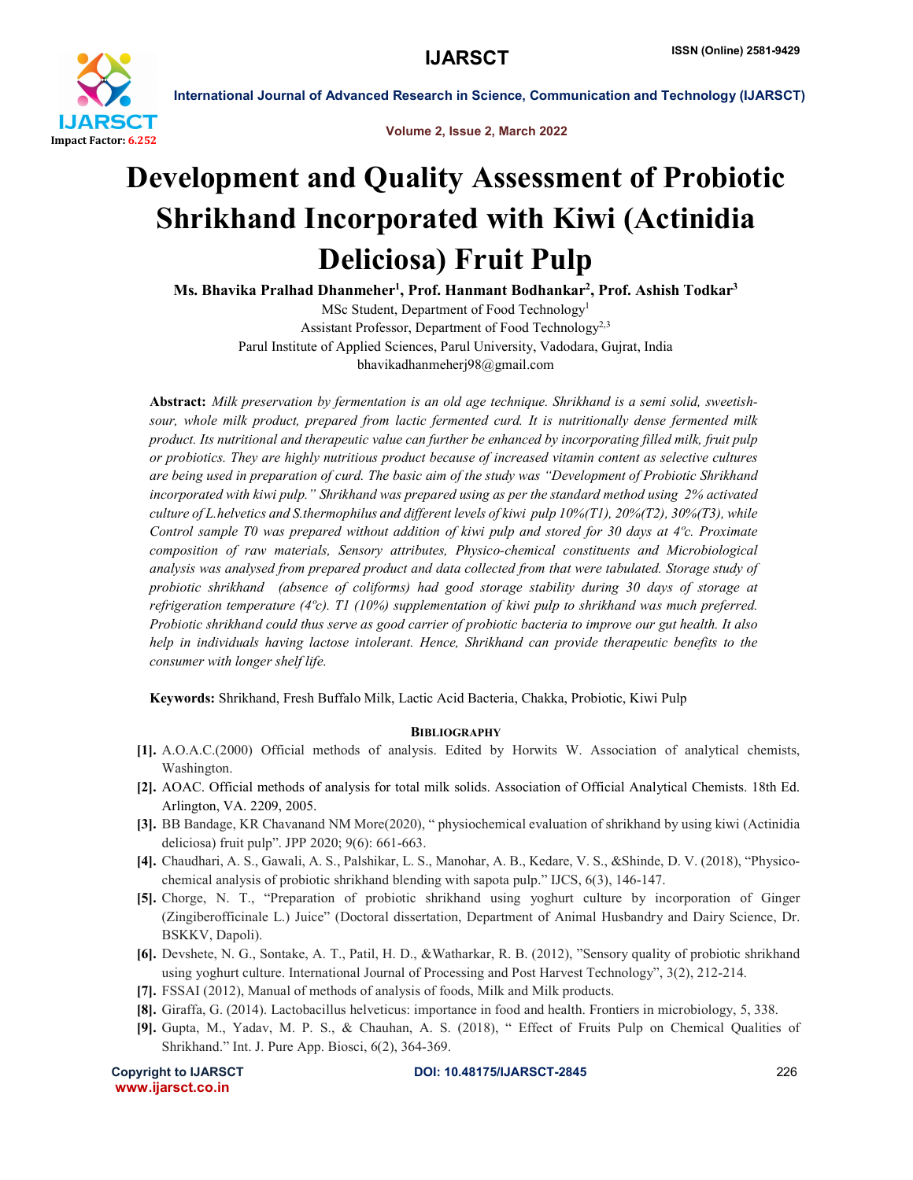# Development and Quality Assessment of Probiotic Shrikhand Incorporated with Kiwi (Actinidia Deliciosa) Fruit Pulp

**Ms. Bhavika Pralhad Dhanmeher[1], Prof. Hanmant Bodhankar[2], Prof. Ashish Todkar[3]**

MSc Student, Department of Food Technology[1]

Assistant Professor, Department of Food Technology[2,3]

Parul Institute of Applied Sciences, Parul University, Vadodara, Gujrat, India

bhavikadhanmeherj98@gmail.com

**Abstract:** *Milk preservation by fermentation is an old age technique. Shrikhand is a semi solid, sweetish-sour, whole milk product, prepared from lactic fermented curd. It is nutritionally dense fermented milk product. Its nutritional and therapeutic value can further be enhanced by incorporating filled milk, fruit pulp or probiotics. They are highly nutritious product because of increased vitamin content as selective cultures are being used in preparation of curd. The basic aim of the study was "Development of Probiotic Shrikhand incorporated with kiwi pulp." Shrikhand was prepared using as per the standard method using 2% activated culture of L.helvetics and S.thermophilus and different levels of kiwi pulp 10%(T1), 20%(T2), 30%(T3), while Control sample T0 was prepared without addition of kiwi pulp and stored for 30 days at 4ºc. Proximate composition of raw materials, Sensory attributes, Physico-chemical constituents and Microbiological analysis was analysed from prepared product and data collected from that were tabulated. Storage study of probiotic shrikhand (absence of coliforms) had good storage stability during 30 days of storage at refrigeration temperature (4ºc). T1 (10%) supplementation of kiwi pulp to shrikhand was much preferred. Probiotic shrikhand could thus serve as good carrier of probiotic bacteria to improve our gut health. It also help in individuals having lactose intolerant. Hence, Shrikhand can provide therapeutic benefits to the consumer with longer shelf life.*

**Keywords:** Shrikhand, Fresh Buffalo Milk, Lactic Acid Bacteria, Chakka, Probiotic, Kiwi Pulp

## Bibliography

[1]. A.O.A.C.(2000) Official methods of analysis. Edited by Horwits W. Association of analytical chemists, Washington.

[2]. AOAC. Official methods of analysis for total milk solids. Association of Official Analytical Chemists. 18th Ed. Arlington, VA. 2209, 2005.

[3]. BB Bandage, KR Chavanand NM More(2020), " physiochemical evaluation of shrikhand by using kiwi (Actinidia deliciosa) fruit pulp". JPP 2020; 9(6): 661-663.

[4]. Chaudhari, A. S., Gawali, A. S., Palshikar, L. S., Manohar, A. B., Kedare, V. S., &Shinde, D. V. (2018), "Physico-chemical analysis of probiotic shrikhand blending with sapota pulp." IJCS, 6(3), 146-147.

[5]. Chorge, N. T., "Preparation of probiotic shrikhand using yoghurt culture by incorporation of Ginger (Zingiberofficinale L.) Juice" (Doctoral dissertation, Department of Animal Husbandry and Dairy Science, Dr. BSKKV, Dapoli).

[6]. Devshete, N. G., Sontake, A. T., Patil, H. D., &Watharkar, R. B. (2012), "Sensory quality of probiotic shrikhand using yoghurt culture. International Journal of Processing and Post Harvest Technology", 3(2), 212-214.

[7]. FSSAI (2012), Manual of methods of analysis of foods, Milk and Milk products.

[8]. Giraffa, G. (2014). Lactobacillus helveticus: importance in food and health. Frontiers in microbiology, 5, 338.

[9]. Gupta, M., Yadav, M. P. S., & Chauhan, A. S. (2018), " Effect of Fruits Pulp on Chemical Qualities of Shrikhand." Int. J. Pure App. Biosci, 6(2), 364-369.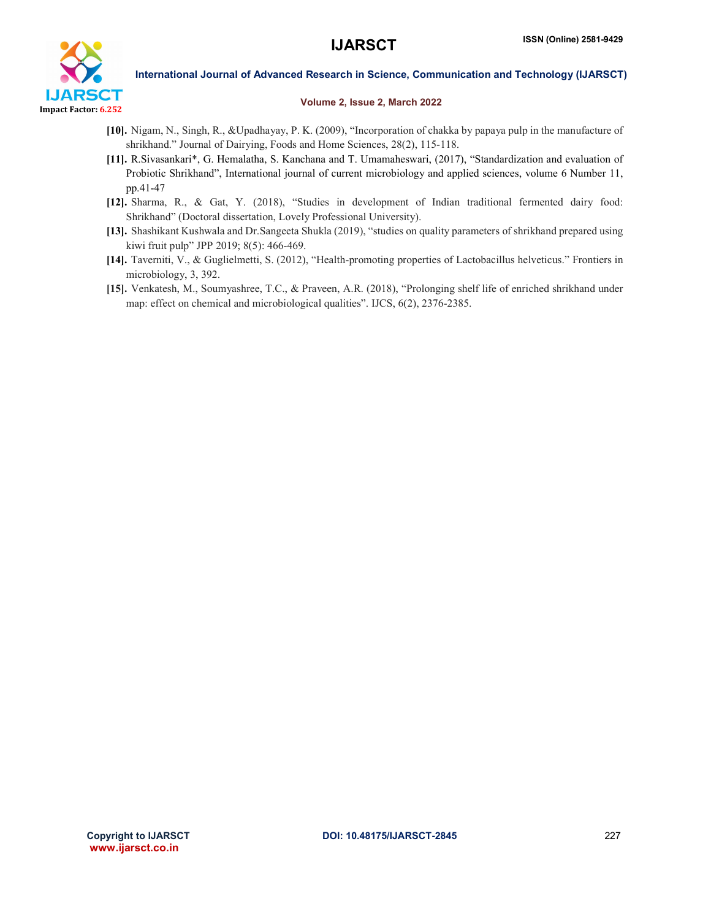**[10].** Nigam, N., Singh, R., &Upadhayay, P. K. (2009), "Incorporation of chakka by papaya pulp in the manufacture of shrikhand." Journal of Dairying, Foods and Home Sciences, 28(2), 115-118.

**[11].** R.Sivasankari*, G. Hemalatha, S. Kanchana and T. Umamaheswari, (2017), "Standardization and evaluation of Probiotic Shrikhand", International journal of current microbiology and applied sciences, volume 6 Number 11, pp.41-47

**[12].** Sharma, R., & Gat, Y. (2018), "Studies in development of Indian traditional fermented dairy food: Shrikhand" (Doctoral dissertation, Lovely Professional University).

**[13].** Shashikant Kushwala and Dr.Sangeeta Shukla (2019), "studies on quality parameters of shrikhand prepared using kiwi fruit pulp" JPP 2019; 8(5): 466-469.

**[14].** Taverniti, V., & Guglielmetti, S. (2012), "Health-promoting properties of Lactobacillus helveticus." Frontiers in microbiology, 3, 392.

**[15].** Venkatesh, M., Soumyashree, T.C., & Praveen, A.R. (2018), "Prolonging shelf life of enriched shrikhand under map: effect on chemical and microbiological qualities". IJCS, 6(2), 2376-2385.